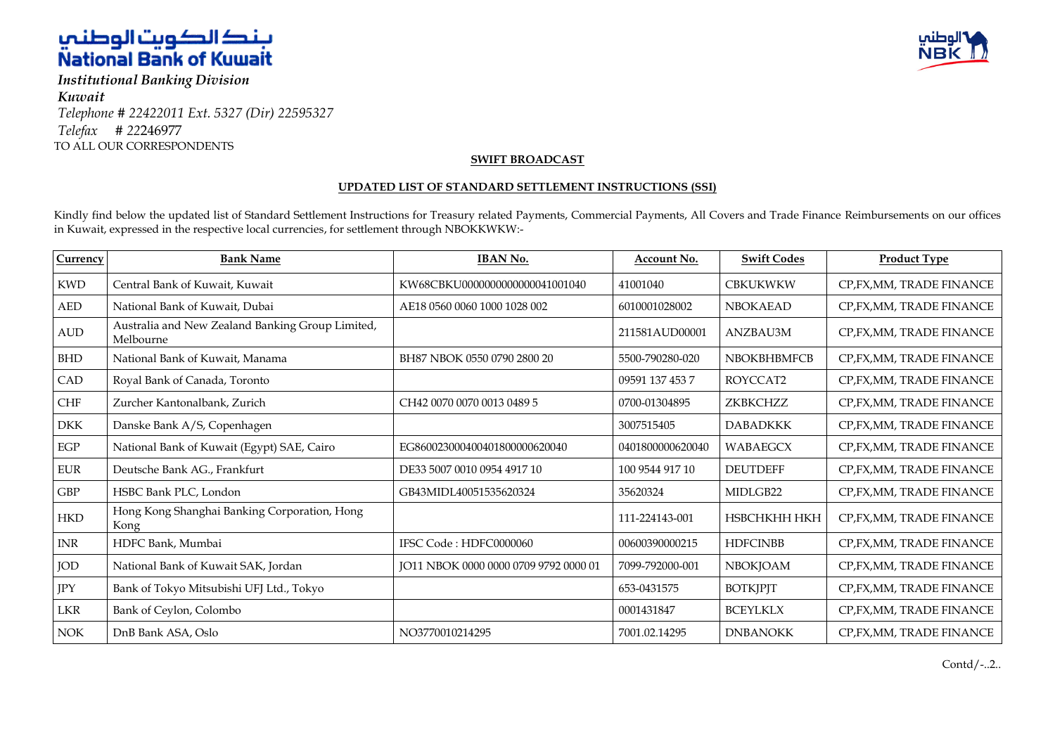# بنك الكويت الوطني
# National Bank of Kuwait

*Institutional Banking Division*
*Kuwait*
*Telephone # 22422011 Ext. 5327 (Dir) 22595327*
*Telefax # 22246977*

TO ALL OUR CORRESPONDENTS

**SWIFT BROADCAST**

**UPDATED LIST OF STANDARD SETTLEMENT INSTRUCTIONS (SSI)**

Kindly find below the updated list of Standard Settlement Instructions for Treasury related Payments, Commercial Payments, All Covers and Trade Finance Reimbursements on our offices in Kuwait, expressed in the respective local currencies, for settlement through NBOKKWKW:-

| Currency | Bank Name | IBAN No. | Account No. | Swift Codes | Product Type |
|---|---|---|---|---|---|
| KWD | Central Bank of Kuwait, Kuwait | KW68CBKU0000000000000041001040 | 41001040 | CBKUKWKW | CP,FX,MM, TRADE FINANCE |
| AED | National Bank of Kuwait, Dubai | AE18 0560 0060 1000 1028 002 | 6010001028002 | NBOKAEAD | CP,FX,MM, TRADE FINANCE |
| AUD | Australia and New Zealand Banking Group Limited, Melbourne | | 211581AUD00001 | ANZBAU3M | CP,FX,MM, TRADE FINANCE |
| BHD | National Bank of Kuwait, Manama | BH87 NBOK 0550 0790 2800 20 | 5500-790280-020 | NBOKBHBMFCB | CP,FX,MM, TRADE FINANCE |
| CAD | Royal Bank of Canada, Toronto | | 09591 137 453 7 | ROYCCAT2 | CP,FX,MM, TRADE FINANCE |
| CHF | Zurcher Kantonalbank, Zurich | CH42 0070 0070 0013 0489 5 | 0700-01304895 | ZKBKCHZZ | CP,FX,MM, TRADE FINANCE |
| DKK | Danske Bank A/S, Copenhagen | | 3007515405 | DABADKKK | CP,FX,MM, TRADE FINANCE |
| EGP | National Bank of Kuwait (Egypt) SAE, Cairo | EG860023000400401800000620040 | 0401800000620040 | WABAEGCX | CP,FX,MM, TRADE FINANCE |
| EUR | Deutsche Bank AG., Frankfurt | DE33 5007 0010 0954 4917 10 | 100 9544 917 10 | DEUTDEFF | CP,FX,MM, TRADE FINANCE |
| GBP | HSBC Bank PLC, London | GB43MIDL40051535620324 | 35620324 | MIDLGB22 | CP,FX,MM, TRADE FINANCE |
| HKD | Hong Kong Shanghai Banking Corporation, Hong Kong | | 111-224143-001 | HSBCHKHH HKH | CP,FX,MM, TRADE FINANCE |
| INR | HDFC Bank, Mumbai | IFSC Code : HDFC0000060 | 00600390000215 | HDFCINBB | CP,FX,MM, TRADE FINANCE |
| JOD | National Bank of Kuwait SAK, Jordan | JO11 NBOK 0000 0000 0709 9792 0000 01 | 7099-792000-001 | NBOKJOAM | CP,FX,MM, TRADE FINANCE |
| JPY | Bank of Tokyo Mitsubishi UFJ Ltd., Tokyo | | 653-0431575 | BOTKJPJT | CP,FX,MM, TRADE FINANCE |
| LKR | Bank of Ceylon, Colombo | | 0001431847 | BCEYLKLX | CP,FX,MM, TRADE FINANCE |
| NOK | DnB Bank ASA, Oslo | NO3770010214295 | 7001.02.14295 | DNBANOKK | CP,FX,MM, TRADE FINANCE |

Contd/-..2..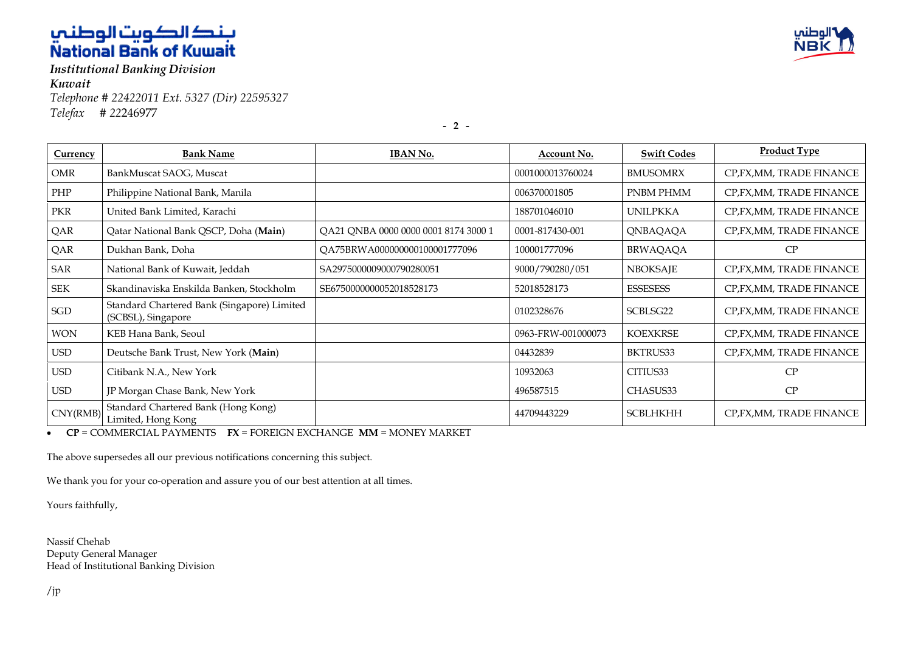# بنك الكويت الوطني
# National Bank of Kuwait

*Institutional Banking Division*
*Kuwait*
*Telephone # 22422011 Ext. 5327 (Dir) 22595327*
*Telefax # 22246977*

| Currency | Bank Name | IBAN No. | Account No. | Swift Codes | Product Type |
|---|---|---|---|---|---|
| OMR | BankMuscat SAOG, Muscat | | 0001000013760024 | BMUSOMRX | CP,FX,MM, TRADE FINANCE |
| PHP | Philippine National Bank, Manila | | 006370001805 | PNBM PHMM | CP,FX,MM, TRADE FINANCE |
| PKR | United Bank Limited, Karachi | | 188701046010 | UNILPKKA | CP,FX,MM, TRADE FINANCE |
| QAR | Qatar National Bank QSCP, Doha (**Main**) | QA21 QNBA 0000 0000 0001 8174 3000 1 | 0001-817430-001 | QNBAQAQA | CP,FX,MM, TRADE FINANCE |
| QAR | Dukhan Bank, Doha | QA75BRWA000000000100001777096 | 100001777096 | BRWAQAQA | CP |
| SAR | National Bank of Kuwait, Jeddah | SA2975000009000790280051 | 9000/790280/051 | NBOKSAJE | CP,FX,MM, TRADE FINANCE |
| SEK | Skandinaviska Enskilda Banken, Stockholm | SE6750000000052018528173 | 52018528173 | ESSESESS | CP,FX,MM, TRADE FINANCE |
| SGD | Standard Chartered Bank (Singapore) Limited (SCBSL), Singapore | | 0102328676 | SCBLSG22 | CP,FX,MM, TRADE FINANCE |
| WON | KEB Hana Bank, Seoul | | 0963-FRW-001000073 | KOEXKRSE | CP,FX,MM, TRADE FINANCE |
| USD | Deutsche Bank Trust, New York (**Main**) | | 04432839 | BKTRUS33 | CP,FX,MM, TRADE FINANCE |
| USD | Citibank N.A., New York | | 10932063 | CITIUS33 | CP |
| USD | JP Morgan Chase Bank, New York | | 496587515 | CHASUS33 | CP |
| CNY(RMB) | Standard Chartered Bank (Hong Kong) Limited, Hong Kong | | 44709443229 | SCBLHKHH | CP,FX,MM, TRADE FINANCE |

- **CP** = COMMERCIAL PAYMENTS **FX** = FOREIGN EXCHANGE **MM** = MONEY MARKET

The above supersedes all our previous notifications concerning this subject.

We thank you for your co-operation and assure you of our best attention at all times.

Yours faithfully,

Nassif Chehab
Deputy General Manager
Head of Institutional Banking Division

/jp